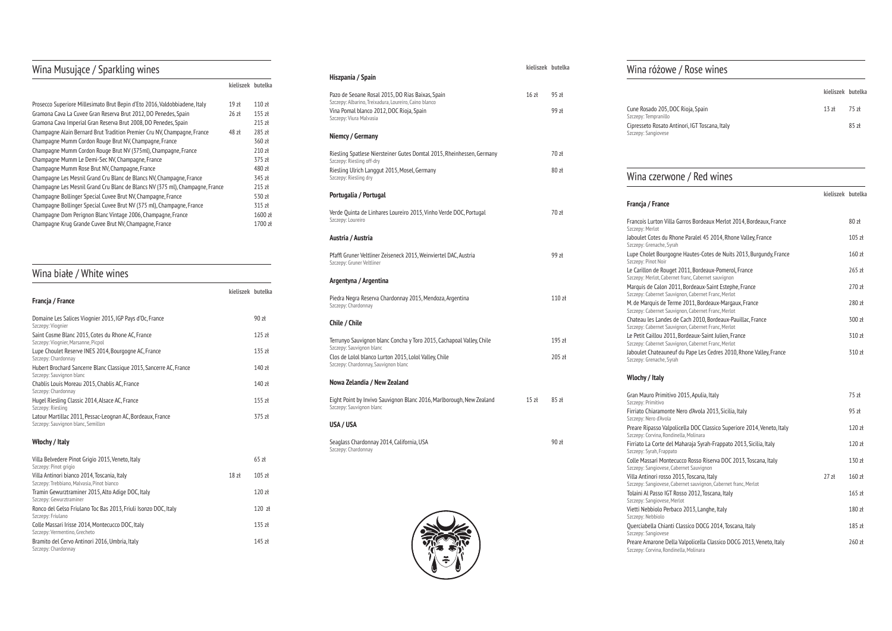## Wina Musujące / Sparkling wines

| | kieliszek | butelka |
|---|---|---|
| Prosecco Superiore Millesimato Brut Bepin d'Eto 2016, Valdobbiadene, Italy | 19 zł | 110 zł |
| Gramona Cava La Cuvee Gran Reserva Brut 2012, DO Penedes, Spain | 26 zł | 155 zł |
| Gramona Cava Imperial Gran Reserva Brut 2008, DO Penedes, Spain | | 215 zł |
| Champagne Alain Bernard Brut Tradition Premier Cru NV, Champagne, France | 48 zł | 285 zł |
| Champagne Mumm Cordon Rouge Brut NV, Champagne, France | | 360 zł |
| Champagne Mumm Cordon Rouge Brut NV (375ml), Champagne, France | | 210 zł |
| Champagne Mumm Le Demi-Sec NV, Champagne, France | | 375 zł |
| Champagne Mumm Rose Brut NV, Champagne, France | | 480 zł |
| Champagne Les Mesnil Grand Cru Blanc de Blancs NV, Champagne, France | | 345 zł |
| Champagne Les Mesnil Grand Cru Blanc de Blancs NV (375 ml), Champagne, France | | 215 zł |
| Champagne Bollinger Special Cuvee Brut NV, Champagne, France | | 530 zł |
| Champagne Bollinger Special Cuvee Brut NV (375 ml), Champagne, France | | 315 zł |
| Champagne Dom Perignon Blanc Vintage 2006, Champagne, France | | 1600 zł |
| Champagne Krug Grande Cuvee Brut NV, Champagne, France | | 1700 zł |

## Wina białe / White wines

| | kieliszek | butelka |
|---|---|---|
| **Francja / France** | | |
| Domaine Les Salices Viognier 2015, IGP Pays d'Oc, France<br>Szczepy: Viognier | | 90 zł |
| Saint Cosme Blanc 2015, Cotes du Rhone AC, France<br>Szczepy: Viognier, Marsanne, Picpol | | 125 zł |
| Lupe Choulet Reserve INES 2014, Bourgogne AC, France<br>Szczepy: Chardonnay | | 135 zł |
| Hubert Brochard Sancerre Blanc Classique 2015, Sancerre AC, France<br>Szczepy: Sauvignon blanc | | 140 zł |
| Chablis Louis Moreau 2015, Chablis AC, France<br>Szczepy: Chardonnay | | 140 zł |
| Hugel Riesling Classic 2014, Alsace AC, France<br>Szczepy: Riesling | | 155 zł |
| Latour Martillac 2011, Pessac-Leognan AC, Bordeaux, France<br>Szczepy: Sauvignon blanc, Semillon | | 375 zł |
| **Włochy / Italy** | | |
| Villa Belvedere Pinot Grigio 2015, Veneto, Italy<br>Szczepy: Pinot grigio | | 65 zł |
| Villa Antinori bianco 2014, Toscania, Italy<br>Szczepy: Trebbiano, Malvasia, Pinot bianco | 18 zł | 105 zł |
| Tramin Gewurztraminer 2015, Alto Adige DOC, Italy<br>Szczepy: Gewurztraminer | | 120 zł |
| Ronco del Gelso Friulano Toc Bas 2013, Friuli Isonzo DOC, Italy<br>Szczepy: Friulano | | 120 zł |
| Colle Massari Irisse 2014, Montecucco DOC, Italy<br>Szczepy: Vermentino, Grecheto | | 135 zł |
| Bramito del Cervo Antinori 2016, Umbria, Italy<br>Szczepy: Chardonnay | | 145 zł |

| | kieliszek | butelka |
|---|---|---|
| **Hiszpania / Spain** | | |
| Pazo de Seoane Rosal 2015, DO Rias Baixas, Spain<br>Szczepy: Albarino, Treixadura, Loureiro, Caino blanco | 16 zł | 95 zł |
| Vina Pomal blanco 2012, DOC Rioja, Spain<br>Szczepy: Viura Malvasia | | 99 zł |
| **Niemcy / Germany** | | |
| Riesling Spatlese Niersteiner Gutes Domtal 2015, Rheinhessen, Germany<br>Szczepy: Riesling off-dry | | 70 zł |
| Riesling Ulrich Langgut 2015, Mosel, Germany<br>Szczepy: Riesling dry | | 80 zł |
| **Portugalia / Portugal** | | |
| Verde Quinta de Linhares Loureiro 2015, Vinho Verde DOC, Portugal<br>Szczepy: Loureiro | | 70 zł |
| **Austria / Austria** | | |
| Pfaffl Gruner Veltliner Zeiseneck 2015, Weinviertel DAC, Austria<br>Szczepy: Gruner Veltliner | | 99 zł |
| **Argentyna / Argentina** | | |
| Piedra Negra Reserva Chardonnay 2015, Mendoza, Argentina<br>Szczepy: Chardonnay | | 110 zł |
| **Chile / Chile** | | |
| Terrunyo Sauvignon blanc Concha y Toro 2015, Cachapoal Valley, Chile<br>Szczepy: Sauvignon blanc | | 195 zł |
| Clos de Lolol blanco Lurton 2015, Lolol Valley, Chile<br>Szczepy: Chardonnay, Sauvignon blanc | | 205 zł |
| **Nowa Zelandia / New Zealand** | | |
| Eight Point by Invivo Sauvignon Blanc 2016, Marlborough, New Zealand<br>Szczepy: Sauvignon blanc | 15 zł | 85 zł |
| **USA / USA** | | |
| Seaglass Chardonnay 2014, California, USA<br>Szczepy: Chardonnay | | 90 zł |

## Wina różowe / Rose wines

| | kieliszek | butelka |
|---|---|---|
| Cune Rosado 205, DOC Rioja, Spain<br>Szczepy: Tempranillo | 13 zł | 75 zł |
| Cipresseto Rosato Antinori, IGT Toscana, Italy<br>Szczepy: Sangiovese | | 85 zł |

## Wina czerwone / Red wines

| | kieliszek | butelka |
|---|---|---|
| **Francja / France** | | |
| Francois Lurton Villa Garros Bordeaux Merlot 2014, Bordeaux, France<br>Szczepy: Merlot | | 80 zł |
| Jaboulet Cotes du Rhone Paralel 45 2014, Rhone Valley, France<br>Szczepy: Grenache, Syrah | | 105 zł |
| Lupe Cholet Bourgogne Hautes-Cotes de Nuits 2013, Burgundy, France<br>Szczepy: Pinot Noir | | 160 zł |
| Le Carillon de Rouget 2011, Bordeaux-Pomerol, France<br>Szczepy: Merlot, Cabernet franc, Cabernet sauvignon | | 265 zł |
| Marquis de Calon 2011, Bordeaux-Saint Estephe, France<br>Szczepy: Cabernet Sauvignon, Cabernet Franc, Merlot | | 270 zł |
| M. de Marquis de Terme 2011, Bordeaux-Margaux, France<br>Szczepy: Cabernet Sauvignon, Cabernet Franc, Merlot | | 280 zł |
| Chateau les Landes de Cach 2010, Bordeaux-Pauillac, France<br>Szczepy: Cabernet Sauvignon, Cabernet Franc, Merlot | | 300 zł |
| Le Petit Caillou 2011, Bordeaux-Saint Julien, France<br>Szczepy: Cabernet Sauvignon, Cabernet Franc, Merlot | | 310 zł |
| Jaboulet Chateauneuf du Pape Les Cedres 2010, Rhone Valley, France<br>Szczepy: Grenache, Syrah | | 310 zł |
| **Włochy / Italy** | | |
| Gran Mauro Primitivo 2015, Apulia, Italy<br>Szczepy: Primitivo | | 75 zł |
| Firriato Chiaramonte Nero d'Avola 2013, Sicilia, Italy<br>Szczepy: Nero d'Avola | | 95 zł |
| Preare Ripasso Valpolicella DOC Classico Superiore 2014, Veneto, Italy<br>Szczepy: Corvina, Rondinella, Molinara | | 120 zł |
| Firriato La Corte del Maharaja Syrah-Frappato 2013, Sicilia, Italy<br>Szczepy: Syrah, Frappato | | 120 zł |
| Colle Massari Montecucco Rosso Riserva DOC 2013, Toscana, Italy<br>Szczepy: Sangiovese, Cabernet Sauvignon | | 130 zł |
| Villa Antinori rosso 2015, Toscana, Italy<br>Szczepy: Sangiovese, Cabernet sauvignon, Cabernet franc, Merlot | 27 zł | 160 zł |
| Tolaini Al Passo IGT Rosso 2012, Toscana, Italy<br>Szczepy: Sangiovese, Merlot | | 165 zł |
| Vietti Nebbiolo Perbaco 2013, Langhe, Italy<br>Szczepy: Nebbiolo | | 180 zł |
| Querciabella Chianti Classico DOCG 2014, Toscana, Italy<br>Szczepy: Sangiovese | | 185 zł |
| Preare Amarone Della Valpolicella Classico DOCG 2013, Veneto, Italy<br>Szczepy: Corvina, Rondinella, Molinara | | 260 zł |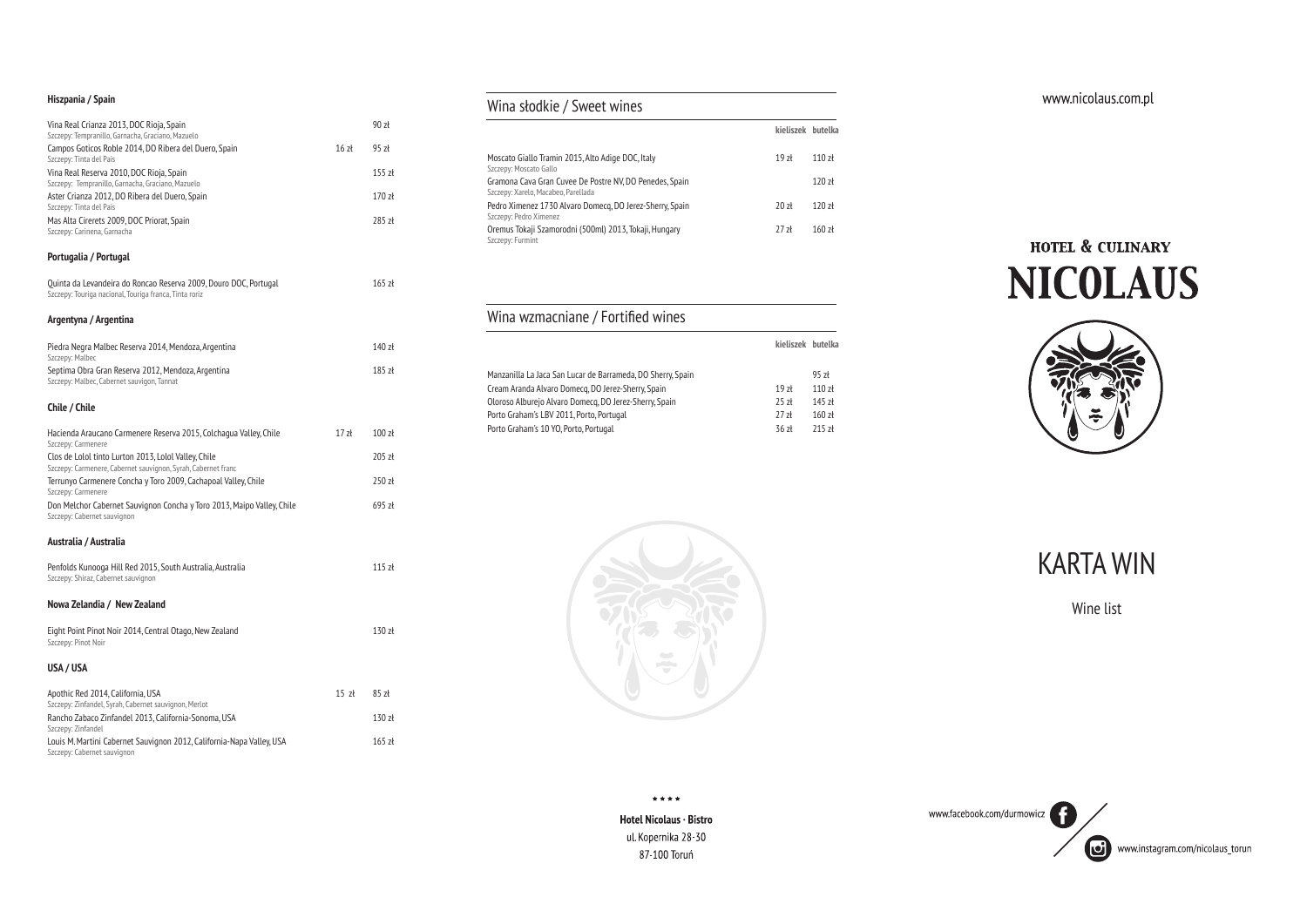## Hiszpania / Spain

| | | |
|---|---|---|
| Vina Real Crianza 2013, DOC Rioja, Spain<br>Szczepy: Tempranillo, Garnacha, Graciano, Mazuelo | | 90 zł |
| Campos Goticos Roble 2014, DO Ribera del Duero, Spain<br>Szczepy: Tinta del Pais | 16 zł | 95 zł |
| Vina Real Reserva 2010, DOC Rioja, Spain<br>Szczepy: Tempranillo, Garnacha, Graciano, Mazuelo | | 155 zł |
| Aster Crianza 2012, DO Ribera del Duero, Spain<br>Szczepy: Tinta del Pais | | 170 zł |
| Mas Alta Cirerets 2009, DOC Priorat, Spain<br>Szczepy: Carinena, Garnacha | | 285 zł |

## Portugalia / Portugal

| | | |
|---|---|---|
| Quinta da Levandeira do Roncao Reserva 2009, Douro DOC, Portugal<br>Szczepy: Touriga nacional, Touriga franca, Tinta roriz | | 165 zł |

## Argentyna / Argentina

| | | |
|---|---|---|
| Piedra Negra Malbec Reserva 2014, Mendoza, Argentina<br>Szczepy: Malbec | | 140 zł |
| Septima Obra Gran Reserva 2012, Mendoza, Argentina<br>Szczepy: Malbec, Cabernet sauvignon, Tannat | | 185 zł |

## Chile / Chile

| | | |
|---|---|---|
| Hacienda Araucano Carmenere Reserva 2015, Colchagua Valley, Chile<br>Szczepy: Carmenere | 17 zł | 100 zł |
| Clos de Lolol tinto Lurton 2013, Lolol Valley, Chile<br>Szczepy: Carmenere, Cabernet sauvignon, Syrah, Cabernet franc | | 205 zł |
| Terrunyo Carmenere Concha y Toro 2009, Cachapoal Valley, Chile<br>Szczepy: Carmenere | | 250 zł |
| Don Melchor Cabernet Sauvignon Concha y Toro 2013, Maipo Valley, Chile<br>Szczepy: Cabernet sauvignon | | 695 zł |

## Australia / Australia

| | | |
|---|---|---|
| Penfolds Kunooga Hill Red 2015, South Australia, Australia<br>Szczepy: Shiraz, Cabernet sauvignon | | 115 zł |

## Nowa Zelandia / New Zealand

| | | |
|---|---|---|
| Eight Point Pinot Noir 2014, Central Otago, New Zealand<br>Szczepy: Pinot Noir | | 130 zł |

## USA / USA

| | | |
|---|---|---|
| Apothic Red 2014, California, USA<br>Szczepy: Zinfandel, Syrah, Cabernet sauvignon, Merlot | 15 zł | 85 zł |
| Rancho Zabaco Zinfandel 2013, California-Sonoma, USA<br>Szczepy: Zinfandel | | 130 zł |
| Louis M. Martini Cabernet Sauvignon 2012, California-Napa Valley, USA<br>Szczepy: Cabernet sauvignon | | 165 zł |

## Wina słodkie / Sweet wines

| | kieliszek | butelka |
|---|---|---|
| Moscato Giallo Tramin 2015, Alto Adige DOC, Italy<br>Szczepy: Moscato Gallo | 19 zł | 110 zł |
| Gramona Cava Gran Cuvee De Postre NV, DO Penedes, Spain<br>Szczepy: Xarelo, Macabeo, Parellada | | 120 zł |
| Pedro Ximenez 1730 Alvaro Domecq, DO Jerez-Sherry, Spain<br>Szczepy: Pedro Ximenez | 20 zł | 120 zł |
| Oremus Tokaji Szamorodni (500ml) 2013, Tokaji, Hungary<br>Szczepy: Furmint | 27 zł | 160 zł |

## Wina wzmacniane / Fortified wines

| | kieliszek | butelka |
|---|---|---|
| Manzanilla La Jaca San Lucar de Barrameda, DO Sherry, Spain | | 95 zł |
| Cream Aranda Alvaro Domecq, DO Jerez-Sherry, Spain | 19 zł | 110 zł |
| Oloroso Alburejo Alvaro Domecq, DO Jerez-Sherry, Spain | 25 zł | 145 zł |
| Porto Graham's LBV 2011, Porto, Portugal | 27 zł | 160 zł |
| Porto Graham's 10 YO, Porto, Portugal | 36 zł | 215 zł |

\* \* \* \*

**Hotel Nicolaus · Bistro**
ul. Kopernika 28-30
87-100 Toruń

www.nicolaus.com.pl

# HOTEL & CULINARY NICOLAUS

# KARTA WIN

Wine list

www.facebook.com/durmowicz

www.instagram.com/nicolaus_torun